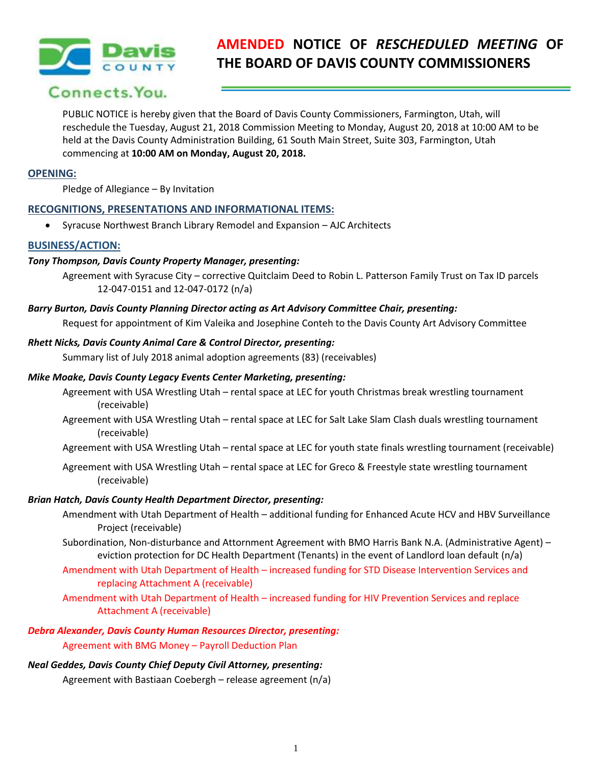# AMENDED NOTICE OF *RESCHEDULED MEETING* OF THE BOARD OF DAVIS COUNTY COMMISSIONERS

PUBLIC NOTICE is hereby given that the Board of Davis County Commissioners, Farmington, Utah, will reschedule the Tuesday, August 21, 2018 Commission Meeting to Monday, August 20, 2018 at 10:00 AM to be held at the Davis County Administration Building, 61 South Main Street, Suite 303, Farmington, Utah commencing at **10:00 AM on Monday, August 20, 2018.**

## OPENING:

Pledge of Allegiance – By Invitation

## RECOGNITIONS, PRESENTATIONS AND INFORMATIONAL ITEMS:

- Syracuse Northwest Branch Library Remodel and Expansion – AJC Architects

## BUSINESS/ACTION:

***Tony Thompson, Davis County Property Manager, presenting:***

Agreement with Syracuse City – corrective Quitclaim Deed to Robin L. Patterson Family Trust on Tax ID parcels 12-047-0151 and 12-047-0172 (n/a)

***Barry Burton, Davis County Planning Director acting as Art Advisory Committee Chair, presenting:***

Request for appointment of Kim Valeika and Josephine Conteh to the Davis County Art Advisory Committee

***Rhett Nicks, Davis County Animal Care & Control Director, presenting:***

Summary list of July 2018 animal adoption agreements (83) (receivables)

***Mike Moake, Davis County Legacy Events Center Marketing, presenting:***

Agreement with USA Wrestling Utah – rental space at LEC for youth Christmas break wrestling tournament (receivable)

Agreement with USA Wrestling Utah – rental space at LEC for Salt Lake Slam Clash duals wrestling tournament (receivable)

Agreement with USA Wrestling Utah – rental space at LEC for youth state finals wrestling tournament (receivable)

Agreement with USA Wrestling Utah – rental space at LEC for Greco & Freestyle state wrestling tournament (receivable)

***Brian Hatch, Davis County Health Department Director, presenting:***

Amendment with Utah Department of Health – additional funding for Enhanced Acute HCV and HBV Surveillance Project (receivable)

Subordination, Non-disturbance and Attornment Agreement with BMO Harris Bank N.A. (Administrative Agent) – eviction protection for DC Health Department (Tenants) in the event of Landlord loan default (n/a)

Amendment with Utah Department of Health – increased funding for STD Disease Intervention Services and replacing Attachment A (receivable)

Amendment with Utah Department of Health – increased funding for HIV Prevention Services and replace Attachment A (receivable)

***Debra Alexander, Davis County Human Resources Director, presenting:***

Agreement with BMG Money – Payroll Deduction Plan

***Neal Geddes, Davis County Chief Deputy Civil Attorney, presenting:***

Agreement with Bastiaan Coebergh – release agreement (n/a)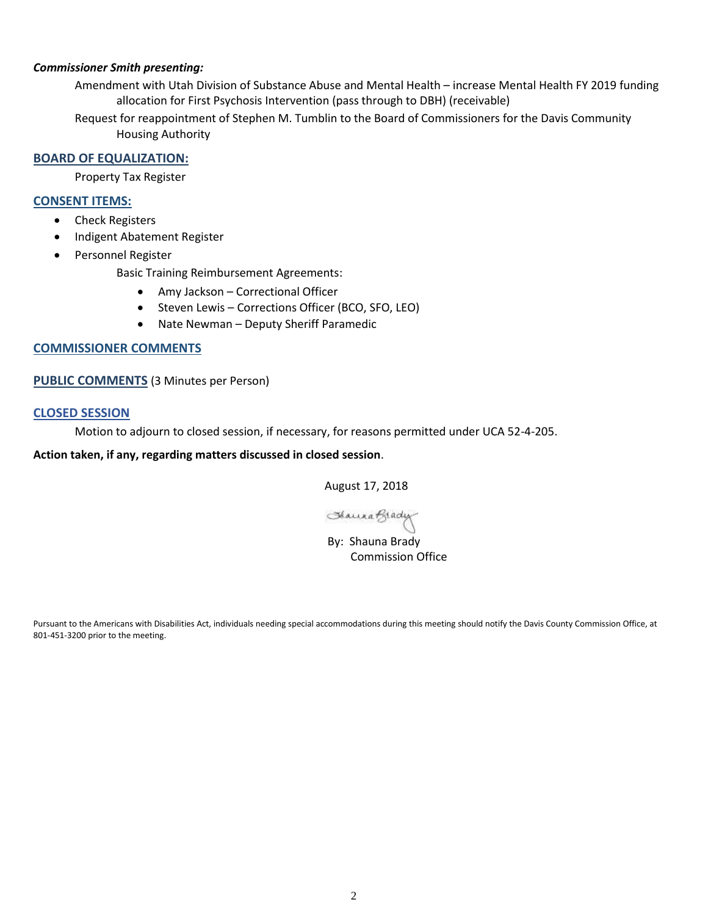***Commissioner Smith presenting:***

Amendment with Utah Division of Substance Abuse and Mental Health – increase Mental Health FY 2019 funding allocation for First Psychosis Intervention (pass through to DBH) (receivable)

Request for reappointment of Stephen M. Tumblin to the Board of Commissioners for the Davis Community Housing Authority

## BOARD OF EQUALIZATION:

Property Tax Register

## CONSENT ITEMS:

- Check Registers
- Indigent Abatement Register
- Personnel Register

Basic Training Reimbursement Agreements:

  - Amy Jackson – Correctional Officer
  - Steven Lewis – Corrections Officer (BCO, SFO, LEO)
  - Nate Newman – Deputy Sheriff Paramedic

## COMMISSIONER COMMENTS

## PUBLIC COMMENTS (3 Minutes per Person)

## CLOSED SESSION

Motion to adjourn to closed session, if necessary, for reasons permitted under UCA 52-4-205.

**Action taken, if any, regarding matters discussed in closed session**.

August 17, 2018

Shauna Brady

By: Shauna Brady
Commission Office

Pursuant to the Americans with Disabilities Act, individuals needing special accommodations during this meeting should notify the Davis County Commission Office, at 801-451-3200 prior to the meeting.